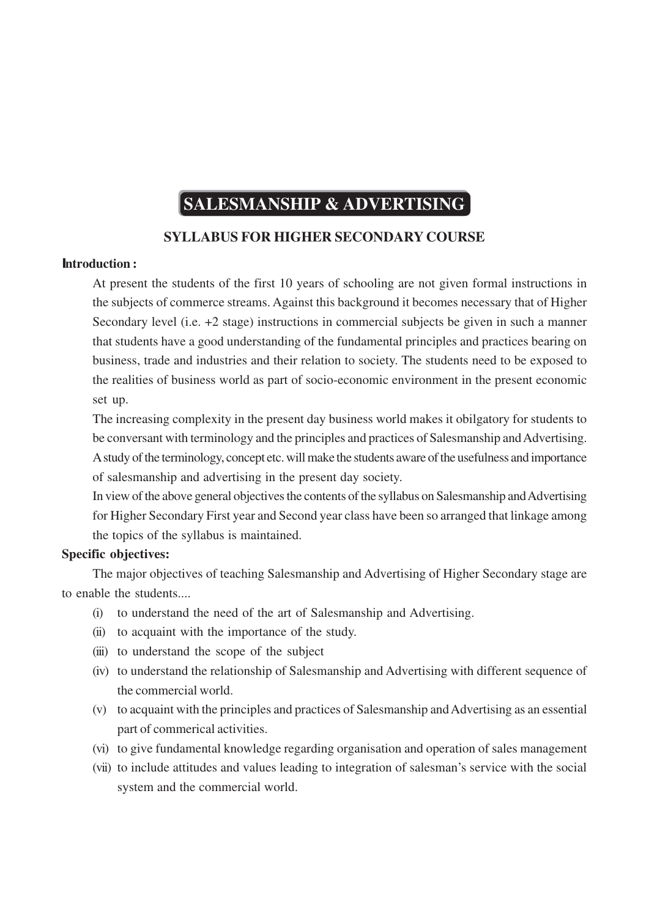# SALESMANSHIP & ADVERTISING

## SYLLABUS FOR HIGHER SECONDARY COURSE

**Introduction :**

At present the students of the first 10 years of schooling are not given formal instructions in the subjects of commerce streams. Against this background it becomes necessary that of Higher Secondary level (i.e. +2 stage) instructions in commercial subjects be given in such a manner that students have a good understanding of the fundamental principles and practices bearing on business, trade and industries and their relation to society. The students need to be exposed to the realities of business world as part of socio-economic environment in the present economic set up.

The increasing complexity in the present day business world makes it obilgatory for students to be conversant with terminology and the principles and practices of Salesmanship and Advertising. A study of the terminology, concept etc. will make the students aware of the usefulness and importance of salesmanship and advertising in the present day society.

In view of the above general objectives the contents of the syllabus on Salesmanship and Advertising for Higher Secondary First year and Second year class have been so arranged that linkage among the topics of the syllabus is maintained.

**Specific objectives:**

The major objectives of teaching Salesmanship and Advertising of Higher Secondary stage are to enable the students....

- (i) to understand the need of the art of Salesmanship and Advertising.
- (ii) to acquaint with the importance of the study.
- (iii) to understand the scope of the subject
- (iv) to understand the relationship of Salesmanship and Advertising with different sequence of the commercial world.
- (v) to acquaint with the principles and practices of Salesmanship and Advertising as an essential part of commerical activities.
- (vi) to give fundamental knowledge regarding organisation and operation of sales management
- (vii) to include attitudes and values leading to integration of salesman's service with the social system and the commercial world.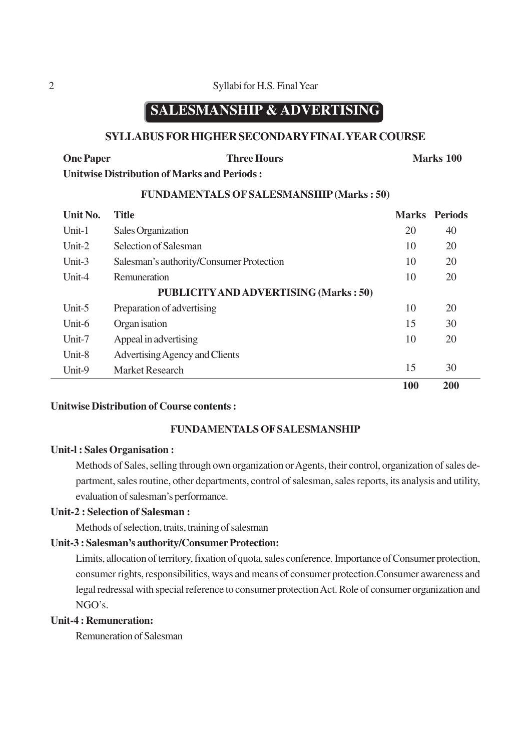# SALESMANSHIP & ADVERTISING

## SYLLABUS FOR HIGHER SECONDARY FINAL YEAR COURSE

**One Paper** | **Three Hours** | **Marks 100**

**Unitwise Distribution of Marks and Periods :**

| Unit No. | Title | Marks | Periods |
|---|---|---|---|
| | **FUNDAMENTALS OF SALESMANSHIP (Marks : 50)** | | |
| Unit-1 | Sales Organization | 20 | 40 |
| Unit-2 | Selection of Salesman | 10 | 20 |
| Unit-3 | Salesman's authority/Consumer Protection | 10 | 20 |
| Unit-4 | Remuneration | 10 | 20 |
| | **PUBLICITY AND ADVERTISING (Marks : 50)** | | |
| Unit-5 | Preparation of advertising | 10 | 20 |
| Unit-6 | Organ isation | 15 | 30 |
| Unit-7 | Appeal in advertising | 10 | 20 |
| Unit-8 | Advertising Agency and Clients | | |
| Unit-9 | Market Research | 15 | 30 |
| | | **100** | **200** |

**Unitwise Distribution of Course contents :**

### FUNDAMENTALS OF SALESMANSHIP

**Unit-l : Sales Organisation :**

Methods of Sales, selling through own organization or Agents, their control, organization of sales department, sales routine, other departments, control of salesman, sales reports, its analysis and utility, evaluation of salesman's performance.

**Unit-2 : Selection of Salesman :**

Methods of selection, traits, training of salesman

**Unit-3 : Salesman's authority/Consumer Protection:**

Limits, allocation of territory, fixation of quota, sales conference. Importance of Consumer protection, consumer rights, responsibilities, ways and means of consumer protection.Consumer awareness and legal redressal with special reference to consumer protection Act. Role of consumer organization and NGO's.

**Unit-4 : Remuneration:**

Remuneration of Salesman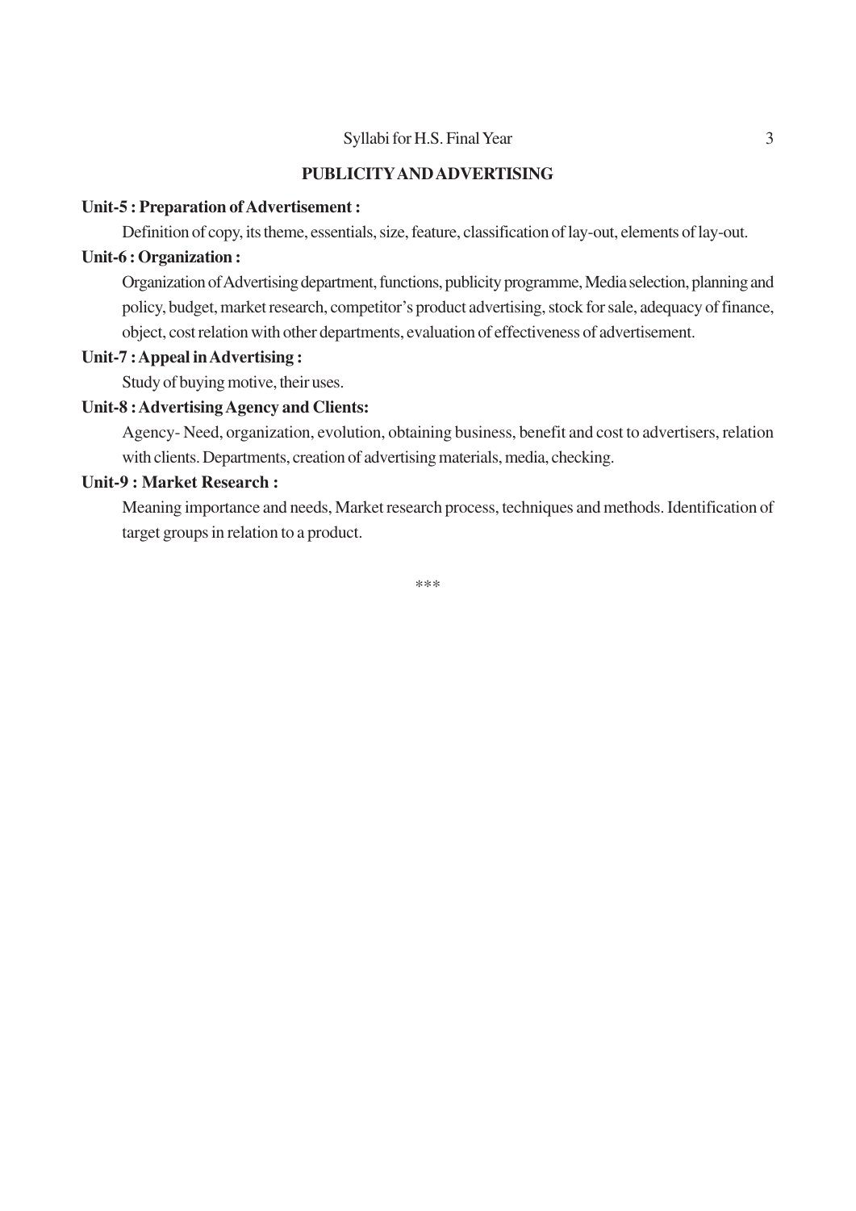## PUBLICITY AND ADVERTISING

**Unit-5 : Preparation of Advertisement :**

Definition of copy, its theme, essentials, size, feature, classification of lay-out, elements of lay-out.

**Unit-6 : Organization :**

Organization of Advertising department, functions, publicity programme, Media selection, planning and policy, budget, market research, competitor's product advertising, stock for sale, adequacy of finance, object, cost relation with other departments, evaluation of effectiveness of advertisement.

**Unit-7 : Appeal in Advertising :**

Study of buying motive, their uses.

**Unit-8 : Advertising Agency and Clients:**

Agency- Need, organization, evolution, obtaining business, benefit and cost to advertisers, relation with clients. Departments, creation of advertising materials, media, checking.

**Unit-9 : Market Research :**

Meaning importance and needs, Market research process, techniques and methods. Identification of target groups in relation to a product.

***